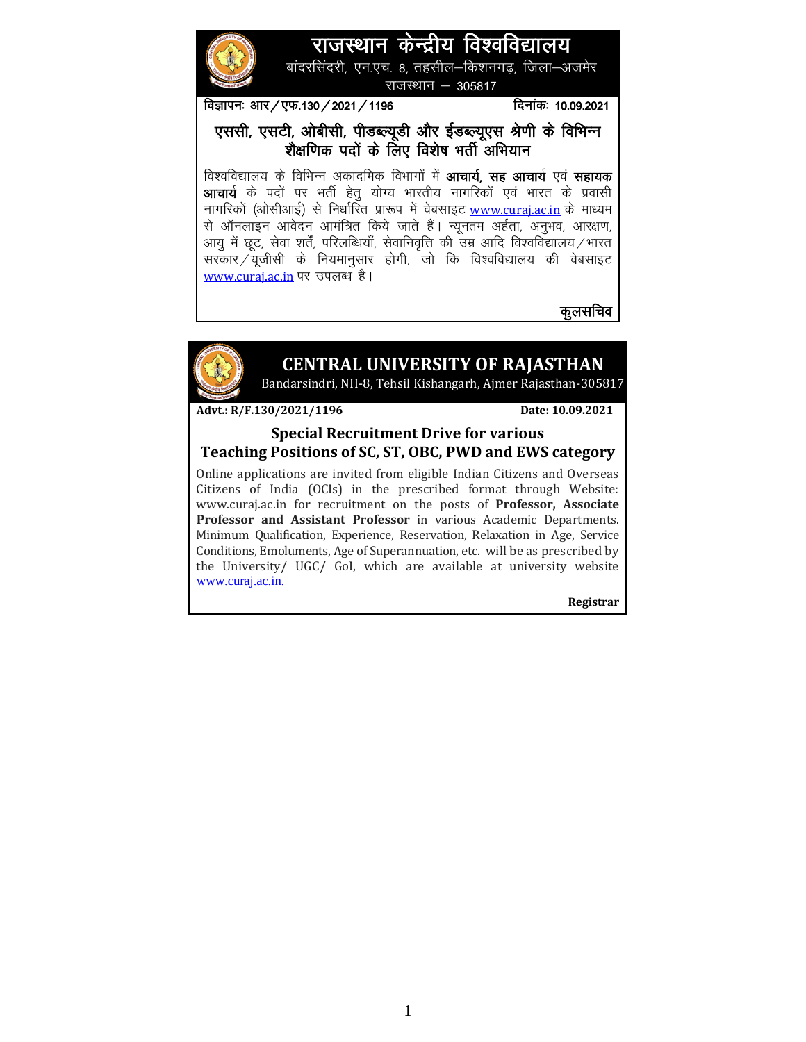# राजस्थान केन्द्रीय विश्वविद्यालय

बांदरसिंदरी, एन.एच. 8, तहसील–किशनगढ़, जिला–अजमेर
राजस्थान – 305817

विज्ञापनः आर/एफ.130/2021/1196 &nbsp;&nbsp;&nbsp;&nbsp;&nbsp;&nbsp;&nbsp;&nbsp; दिनांकः 10.09.2021

## एससी, एसटी, ओबीसी, पीडब्ल्यूडी और ईडब्ल्यूएस श्रेणी के विभिन्न शैक्षणिक पदों के लिए विशेष भर्ती अभियान

विश्वविद्यालय के विभिन्न अकादमिक विभागों में **आचार्य, सह आचार्य** एवं **सहायक आचार्य** के पदों पर भर्ती हेतु योग्य भारतीय नागरिकों एवं भारत के प्रवासी नागरिकों (ओसीआई) से निर्धारित प्रारूप में वेबसाइट www.curaj.ac.in के माध्यम से ऑनलाइन आवेदन आमंत्रित किये जाते हैं। न्यूनतम अर्हता, अनुभव, आरक्षण, आयु में छूट, सेवा शर्तें, परिलब्धियाँ, सेवानिवृत्ति की उम्र आदि विश्वविद्यालय/भारत सरकार/यूजीसी के नियमानुसार होगी, जो कि विश्वविद्यालय की वेबसाइट www.curaj.ac.in पर उपलब्ध है।

**कुलसचिव**

---

# CENTRAL UNIVERSITY OF RAJASTHAN

Bandarsindri, NH-8, Tehsil Kishangarh, Ajmer Rajasthan-305817

**Advt.: R/F.130/2021/1196** &nbsp;&nbsp;&nbsp;&nbsp;&nbsp;&nbsp;&nbsp;&nbsp; **Date: 10.09.2021**

## Special Recruitment Drive for various Teaching Positions of SC, ST, OBC, PWD and EWS category

Online applications are invited from eligible Indian Citizens and Overseas Citizens of India (OCIs) in the prescribed format through Website: www.curaj.ac.in for recruitment on the posts of **Professor, Associate Professor and Assistant Professor** in various Academic Departments. Minimum Qualification, Experience, Reservation, Relaxation in Age, Service Conditions, Emoluments, Age of Superannuation, etc. will be as prescribed by the University/ UGC/ GoI, which are available at university website www.curaj.ac.in.

**Registrar**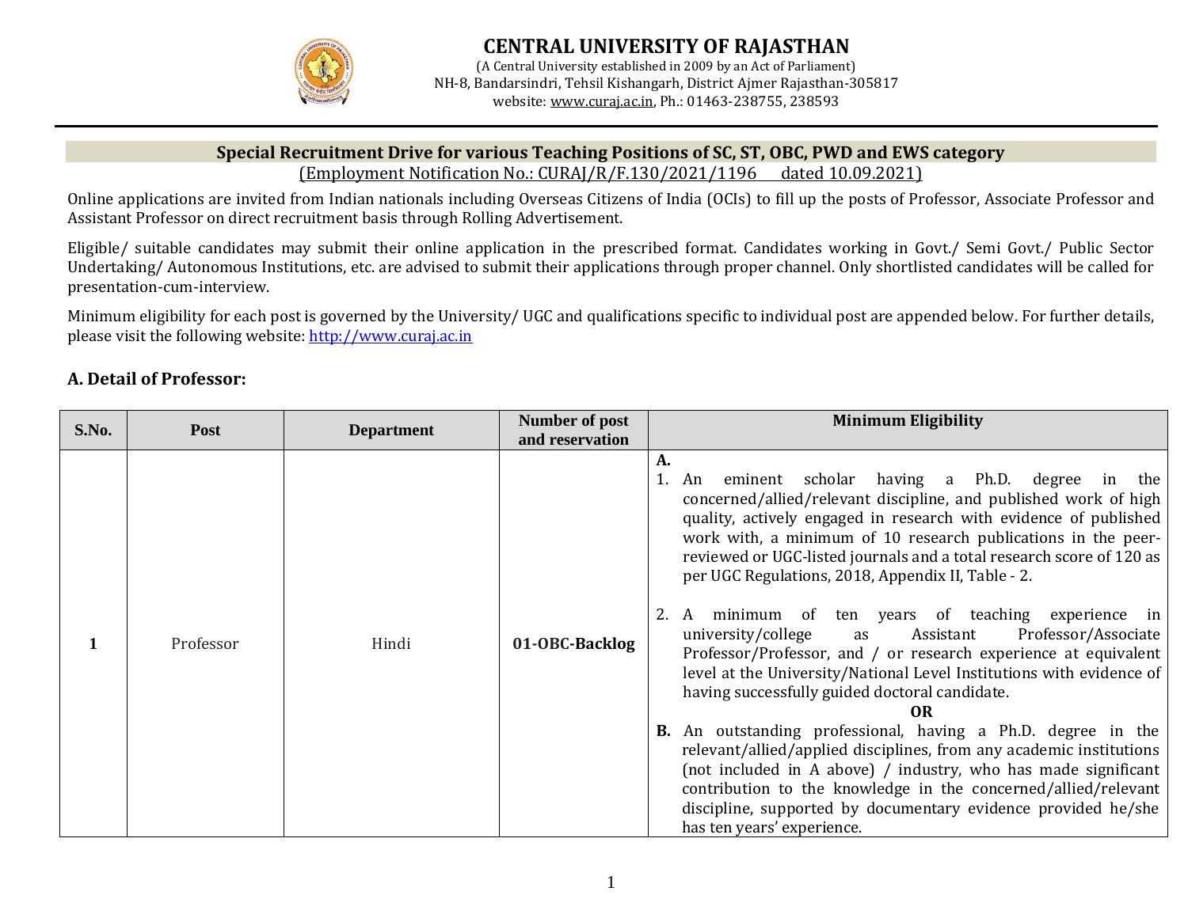# CENTRAL UNIVERSITY OF RAJASTHAN

(A Central University established in 2009 by an Act of Parliament)
NH-8, Bandarsindri, Tehsil Kishangarh, District Ajmer Rajasthan-305817
website: www.curaj.ac.in, Ph.: 01463-238755, 238593

## Special Recruitment Drive for various Teaching Positions of SC, ST, OBC, PWD and EWS category

(Employment Notification No.: CURAJ/R/F.130/2021/1196 dated 10.09.2021)

Online applications are invited from Indian nationals including Overseas Citizens of India (OCIs) to fill up the posts of Professor, Associate Professor and Assistant Professor on direct recruitment basis through Rolling Advertisement.

Eligible/ suitable candidates may submit their online application in the prescribed format. Candidates working in Govt./ Semi Govt./ Public Sector Undertaking/ Autonomous Institutions, etc. are advised to submit their applications through proper channel. Only shortlisted candidates will be called for presentation-cum-interview.

Minimum eligibility for each post is governed by the University/ UGC and qualifications specific to individual post are appended below. For further details, please visit the following website: http://www.curaj.ac.in

### A. Detail of Professor:

| S.No. | Post | Department | Number of post and reservation | Minimum Eligibility |
|---|---|---|---|---|
| **1** | Professor | Hindi | **01-OBC-Backlog** | **A.**<br>1. An eminent scholar having a Ph.D. degree in the concerned/allied/relevant discipline, and published work of high quality, actively engaged in research with evidence of published work with, a minimum of 10 research publications in the peer-reviewed or UGC-listed journals and a total research score of 120 as per UGC Regulations, 2018, Appendix II, Table - 2.<br>2. A minimum of ten years of teaching experience in university/college as Assistant Professor/Associate Professor/Professor, and / or research experience at equivalent level at the University/National Level Institutions with evidence of having successfully guided doctoral candidate.<br>**OR**<br>**B.** An outstanding professional, having a Ph.D. degree in the relevant/allied/applied disciplines, from any academic institutions (not included in A above) / industry, who has made significant contribution to the knowledge in the concerned/allied/relevant discipline, supported by documentary evidence provided he/she has ten years' experience. |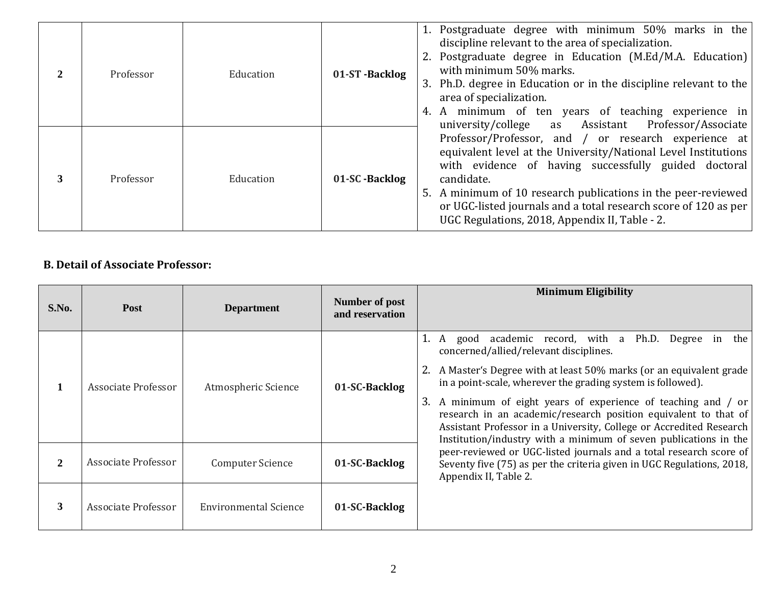| 2 | Professor | Education | **01-ST -Backlog** | 1. Postgraduate degree with minimum 50% marks in the discipline relevant to the area of specialization. 2. Postgraduate degree in Education (M.Ed/M.A. Education) with minimum 50% marks. 3. Ph.D. degree in Education or in the discipline relevant to the area of specialization. 4. A minimum of ten years of teaching experience in university/college as Assistant Professor/Associate Professor/Professor, and / or research experience at equivalent level at the University/National Level Institutions with evidence of having successfully guided doctoral candidate. 5. A minimum of 10 research publications in the peer-reviewed or UGC-listed journals and a total research score of 120 as per UGC Regulations, 2018, Appendix II, Table - 2. |
|---|---|---|---|---|
| 3 | Professor | Education | **01-SC -Backlog** | |

**B. Detail of Associate Professor:**

| S.No. | Post | Department | Number of post and reservation | Minimum Eligibility |
|---|---|---|---|---|
| 1 | Associate Professor | Atmospheric Science | **01-SC-Backlog** | 1. A good academic record, with a Ph.D. Degree in the concerned/allied/relevant disciplines. 2. A Master's Degree with at least 50% marks (or an equivalent grade in a point-scale, wherever the grading system is followed). 3. A minimum of eight years of experience of teaching and / or research in an academic/research position equivalent to that of Assistant Professor in a University, College or Accredited Research Institution/industry with a minimum of seven publications in the peer-reviewed or UGC-listed journals and a total research score of Seventy five (75) as per the criteria given in UGC Regulations, 2018, Appendix II, Table 2. |
| 2 | Associate Professor | Computer Science | **01-SC-Backlog** | |
| 3 | Associate Professor | Environmental Science | **01-SC-Backlog** | |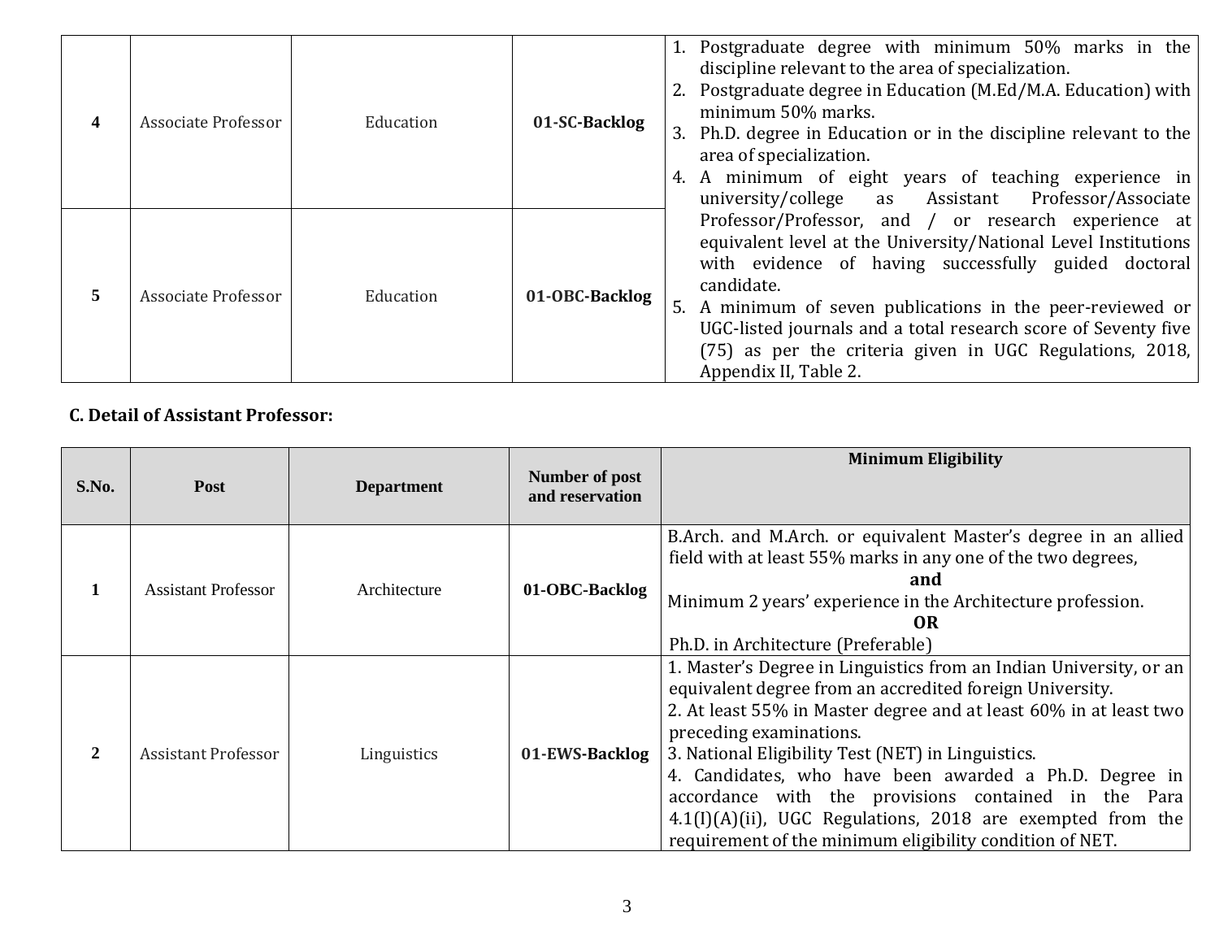| 4 | Associate Professor | Education | **01-SC-Backlog** | 1. Postgraduate degree with minimum 50% marks in the discipline relevant to the area of specialization.<br>2. Postgraduate degree in Education (M.Ed/M.A. Education) with minimum 50% marks.<br>3. Ph.D. degree in Education or in the discipline relevant to the area of specialization.<br>4. A minimum of eight years of teaching experience in university/college as Assistant Professor/Associate Professor/Professor, and / or research experience at equivalent level at the University/National Level Institutions with evidence of having successfully guided doctoral candidate.<br>5. A minimum of seven publications in the peer-reviewed or UGC-listed journals and a total research score of Seventy five (75) as per the criteria given in UGC Regulations, 2018, Appendix II, Table 2. |
|---|---|---|---|---|
| 5 | Associate Professor | Education | **01-OBC-Backlog** | |

**C. Detail of Assistant Professor:**

| S.No. | Post | Department | Number of post and reservation | Minimum Eligibility |
|---|---|---|---|---|
| 1 | Assistant Professor | Architecture | **01-OBC-Backlog** | B.Arch. and M.Arch. or equivalent Master's degree in an allied field with at least 55% marks in any one of the two degrees,<br>**and**<br>Minimum 2 years' experience in the Architecture profession.<br>**OR**<br>Ph.D. in Architecture (Preferable) |
| 2 | Assistant Professor | Linguistics | **01-EWS-Backlog** | 1. Master's Degree in Linguistics from an Indian University, or an equivalent degree from an accredited foreign University.<br>2. At least 55% in Master degree and at least 60% in at least two preceding examinations.<br>3. National Eligibility Test (NET) in Linguistics.<br>4. Candidates, who have been awarded a Ph.D. Degree in accordance with the provisions contained in the Para 4.1(I)(A)(ii), UGC Regulations, 2018 are exempted from the requirement of the minimum eligibility condition of NET. |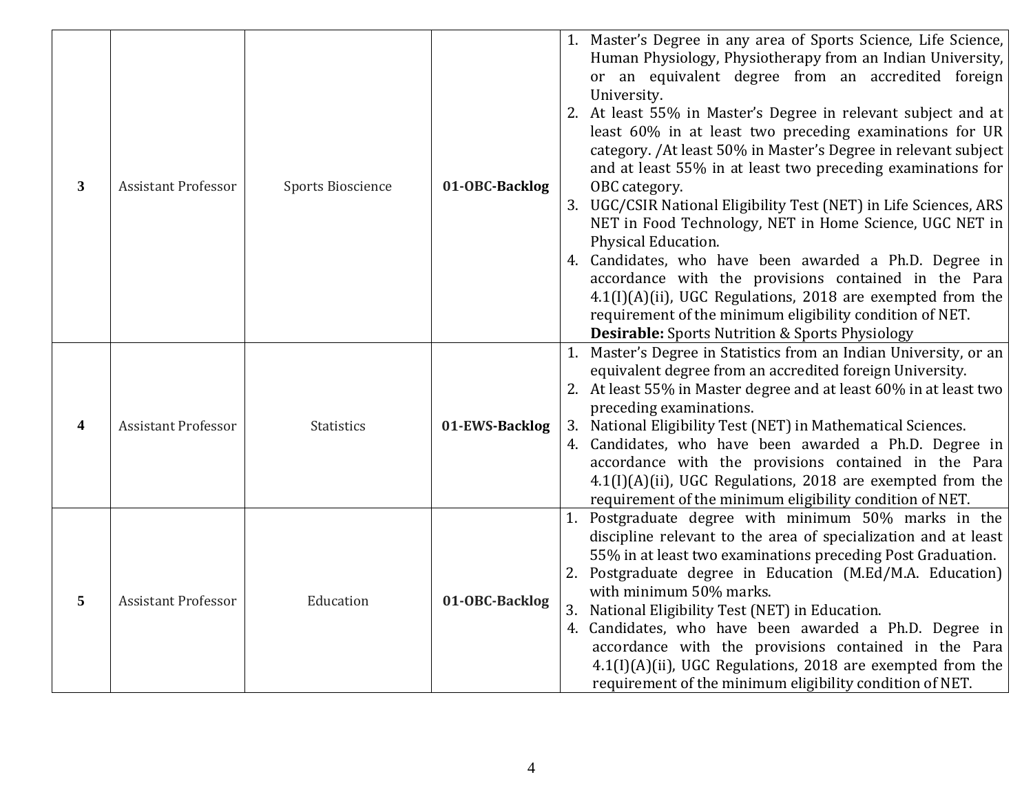| | | | | |
|---|---|---|---|---|
| **3** | Assistant Professor | Sports Bioscience | **01-OBC-Backlog** | 1. Master's Degree in any area of Sports Science, Life Science, Human Physiology, Physiotherapy from an Indian University, or an equivalent degree from an accredited foreign University.<br>2. At least 55% in Master's Degree in relevant subject and at least 60% in at least two preceding examinations for UR category. /At least 50% in Master's Degree in relevant subject and at least 55% in at least two preceding examinations for OBC category.<br>3. UGC/CSIR National Eligibility Test (NET) in Life Sciences, ARS NET in Food Technology, NET in Home Science, UGC NET in Physical Education.<br>4. Candidates, who have been awarded a Ph.D. Degree in accordance with the provisions contained in the Para 4.1(I)(A)(ii), UGC Regulations, 2018 are exempted from the requirement of the minimum eligibility condition of NET.<br>**Desirable:** Sports Nutrition & Sports Physiology |
| **4** | Assistant Professor | Statistics | **01-EWS-Backlog** | 1. Master's Degree in Statistics from an Indian University, or an equivalent degree from an accredited foreign University.<br>2. At least 55% in Master degree and at least 60% in at least two preceding examinations.<br>3. National Eligibility Test (NET) in Mathematical Sciences.<br>4. Candidates, who have been awarded a Ph.D. Degree in accordance with the provisions contained in the Para 4.1(I)(A)(ii), UGC Regulations, 2018 are exempted from the requirement of the minimum eligibility condition of NET. |
| **5** | Assistant Professor | Education | **01-OBC-Backlog** | 1. Postgraduate degree with minimum 50% marks in the discipline relevant to the area of specialization and at least 55% in at least two examinations preceding Post Graduation.<br>2. Postgraduate degree in Education (M.Ed/M.A. Education) with minimum 50% marks.<br>3. National Eligibility Test (NET) in Education.<br>4. Candidates, who have been awarded a Ph.D. Degree in accordance with the provisions contained in the Para 4.1(I)(A)(ii), UGC Regulations, 2018 are exempted from the requirement of the minimum eligibility condition of NET. |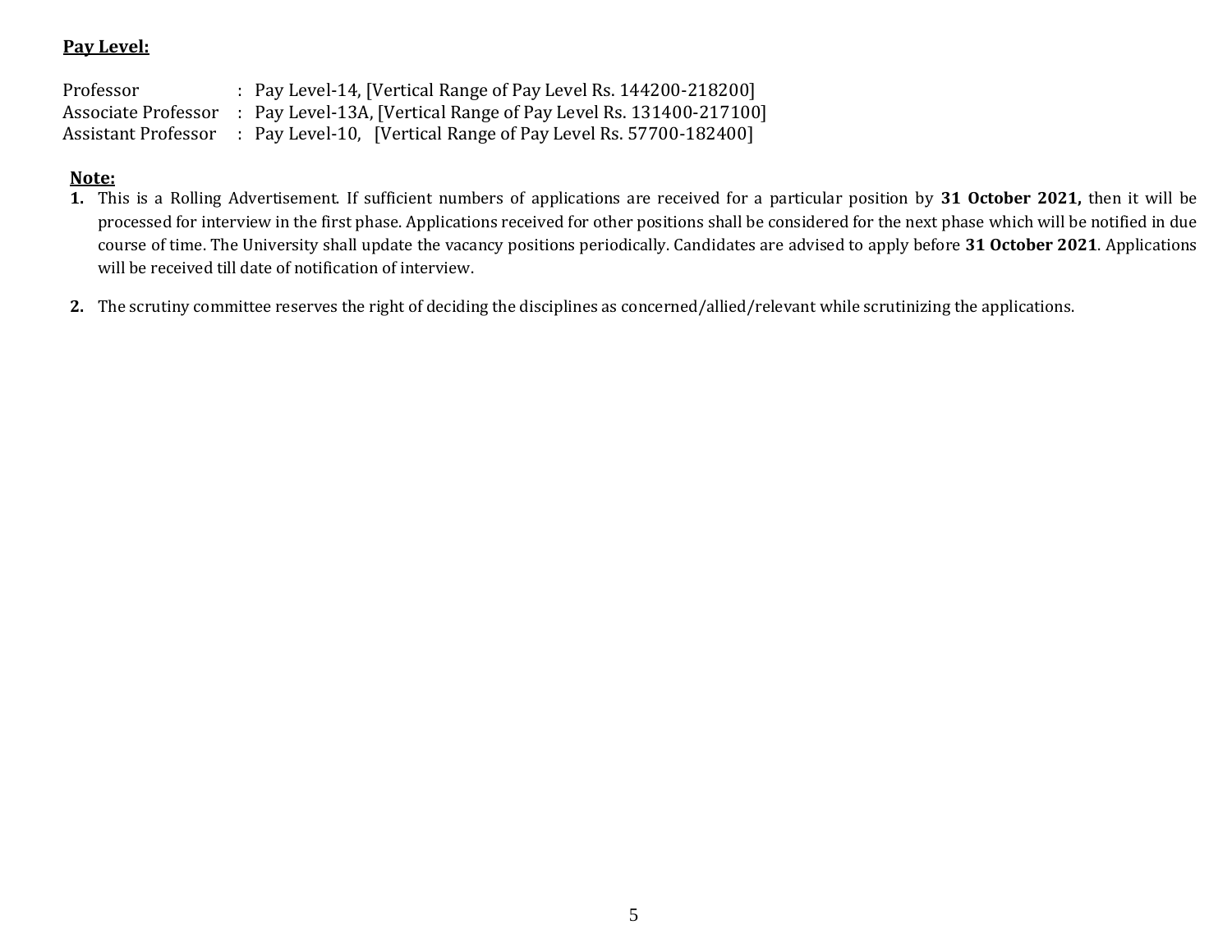**Pay Level:**

Professor : Pay Level-14, [Vertical Range of Pay Level Rs. 144200-218200]
Associate Professor : Pay Level-13A, [Vertical Range of Pay Level Rs. 131400-217100]
Assistant Professor : Pay Level-10, [Vertical Range of Pay Level Rs. 57700-182400]

**Note:**

1. This is a Rolling Advertisement. If sufficient numbers of applications are received for a particular position by **31 October 2021,** then it will be processed for interview in the first phase. Applications received for other positions shall be considered for the next phase which will be notified in due course of time. The University shall update the vacancy positions periodically. Candidates are advised to apply before **31 October 2021**. Applications will be received till date of notification of interview.

2. The scrutiny committee reserves the right of deciding the disciplines as concerned/allied/relevant while scrutinizing the applications.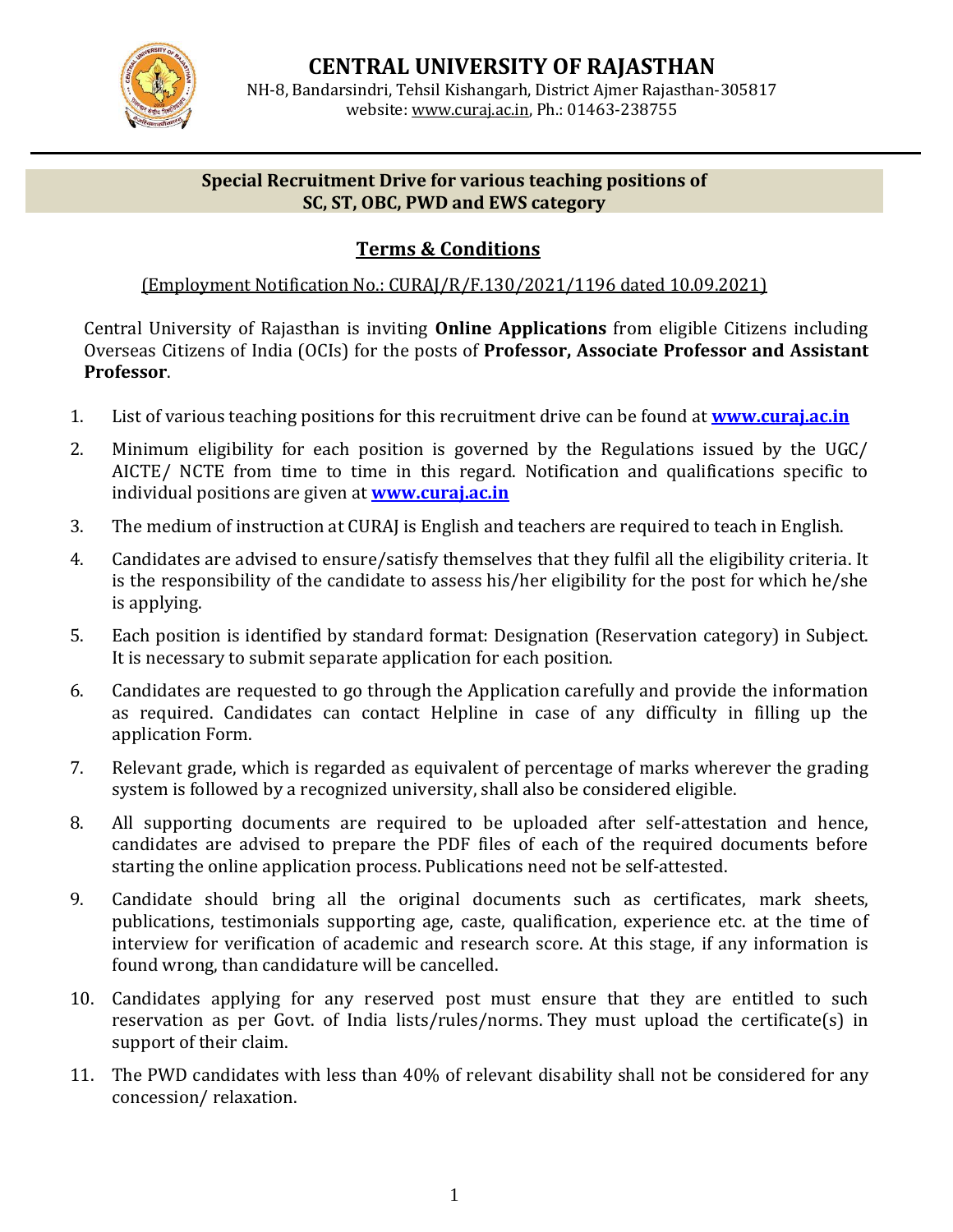# CENTRAL UNIVERSITY OF RAJASTHAN

NH-8, Bandarsindri, Tehsil Kishangarh, District Ajmer Rajasthan-305817
website: www.curaj.ac.in, Ph.: 01463-238755

**Special Recruitment Drive for various teaching positions of SC, ST, OBC, PWD and EWS category**

## Terms & Conditions

(Employment Notification No.: CURAJ/R/F.130/2021/1196 dated 10.09.2021)

Central University of Rajasthan is inviting **Online Applications** from eligible Citizens including Overseas Citizens of India (OCIs) for the posts of **Professor, Associate Professor and Assistant Professor**.

1. List of various teaching positions for this recruitment drive can be found at **www.curaj.ac.in**
2. Minimum eligibility for each position is governed by the Regulations issued by the UGC/ AICTE/ NCTE from time to time in this regard. Notification and qualifications specific to individual positions are given at **www.curaj.ac.in**
3. The medium of instruction at CURAJ is English and teachers are required to teach in English.
4. Candidates are advised to ensure/satisfy themselves that they fulfil all the eligibility criteria. It is the responsibility of the candidate to assess his/her eligibility for the post for which he/she is applying.
5. Each position is identified by standard format: Designation (Reservation category) in Subject. It is necessary to submit separate application for each position.
6. Candidates are requested to go through the Application carefully and provide the information as required. Candidates can contact Helpline in case of any difficulty in filling up the application Form.
7. Relevant grade, which is regarded as equivalent of percentage of marks wherever the grading system is followed by a recognized university, shall also be considered eligible.
8. All supporting documents are required to be uploaded after self-attestation and hence, candidates are advised to prepare the PDF files of each of the required documents before starting the online application process. Publications need not be self-attested.
9. Candidate should bring all the original documents such as certificates, mark sheets, publications, testimonials supporting age, caste, qualification, experience etc. at the time of interview for verification of academic and research score. At this stage, if any information is found wrong, than candidature will be cancelled.
10. Candidates applying for any reserved post must ensure that they are entitled to such reservation as per Govt. of India lists/rules/norms. They must upload the certificate(s) in support of their claim.
11. The PWD candidates with less than 40% of relevant disability shall not be considered for any concession/ relaxation.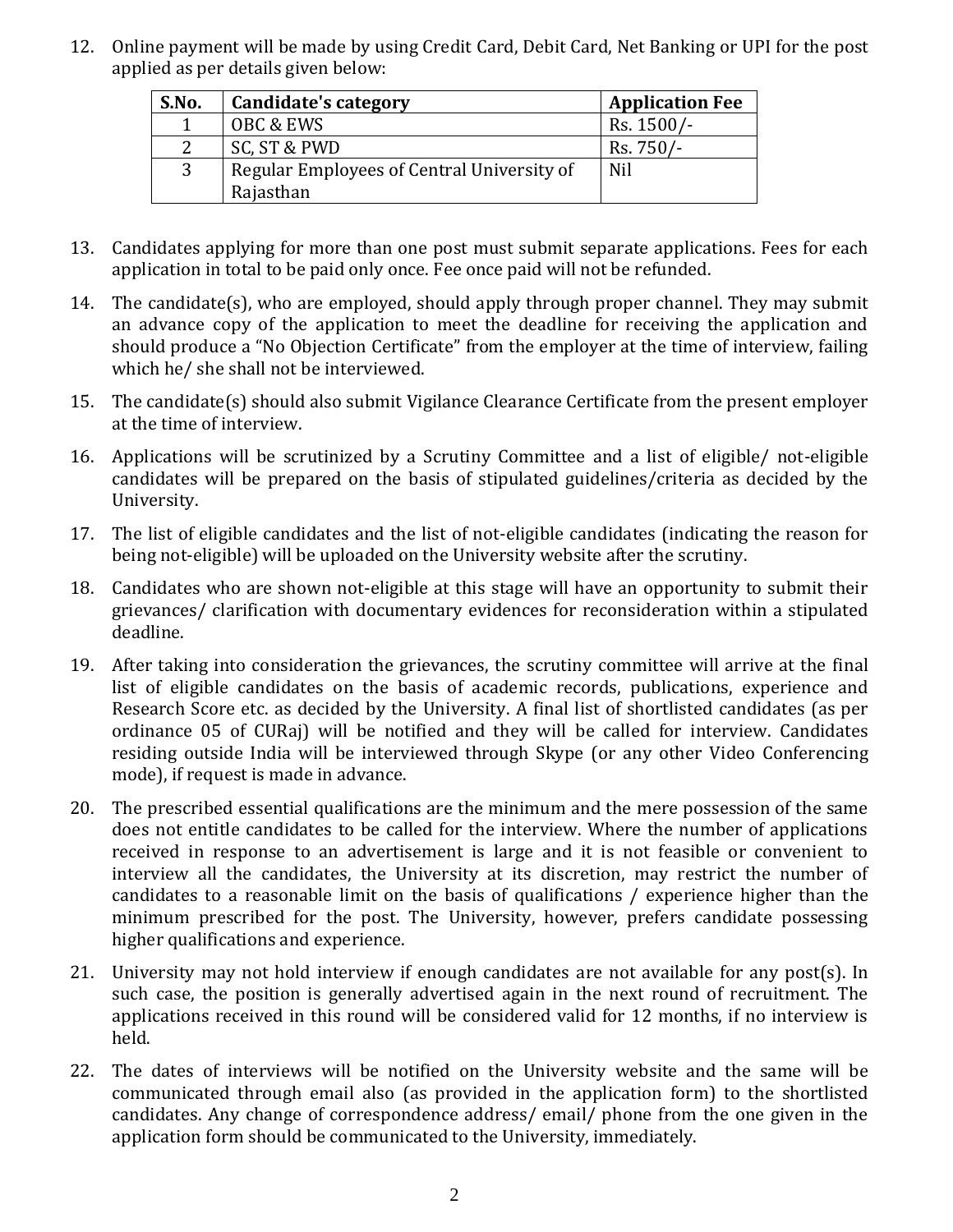12. Online payment will be made by using Credit Card, Debit Card, Net Banking or UPI for the post applied as per details given below:

| S.No. | Candidate's category | Application Fee |
|---|---|---|
| 1 | OBC & EWS | Rs. 1500/- |
| 2 | SC, ST & PWD | Rs. 750/- |
| 3 | Regular Employees of Central University of Rajasthan | Nil |

13. Candidates applying for more than one post must submit separate applications. Fees for each application in total to be paid only once. Fee once paid will not be refunded.

14. The candidate(s), who are employed, should apply through proper channel. They may submit an advance copy of the application to meet the deadline for receiving the application and should produce a "No Objection Certificate" from the employer at the time of interview, failing which he/ she shall not be interviewed.

15. The candidate(s) should also submit Vigilance Clearance Certificate from the present employer at the time of interview.

16. Applications will be scrutinized by a Scrutiny Committee and a list of eligible/ not-eligible candidates will be prepared on the basis of stipulated guidelines/criteria as decided by the University.

17. The list of eligible candidates and the list of not-eligible candidates (indicating the reason for being not-eligible) will be uploaded on the University website after the scrutiny.

18. Candidates who are shown not-eligible at this stage will have an opportunity to submit their grievances/ clarification with documentary evidences for reconsideration within a stipulated deadline.

19. After taking into consideration the grievances, the scrutiny committee will arrive at the final list of eligible candidates on the basis of academic records, publications, experience and Research Score etc. as decided by the University. A final list of shortlisted candidates (as per ordinance 05 of CURaj) will be notified and they will be called for interview. Candidates residing outside India will be interviewed through Skype (or any other Video Conferencing mode), if request is made in advance.

20. The prescribed essential qualifications are the minimum and the mere possession of the same does not entitle candidates to be called for the interview. Where the number of applications received in response to an advertisement is large and it is not feasible or convenient to interview all the candidates, the University at its discretion, may restrict the number of candidates to a reasonable limit on the basis of qualifications / experience higher than the minimum prescribed for the post. The University, however, prefers candidate possessing higher qualifications and experience.

21. University may not hold interview if enough candidates are not available for any post(s). In such case, the position is generally advertised again in the next round of recruitment. The applications received in this round will be considered valid for 12 months, if no interview is held.

22. The dates of interviews will be notified on the University website and the same will be communicated through email also (as provided in the application form) to the shortlisted candidates. Any change of correspondence address/ email/ phone from the one given in the application form should be communicated to the University, immediately.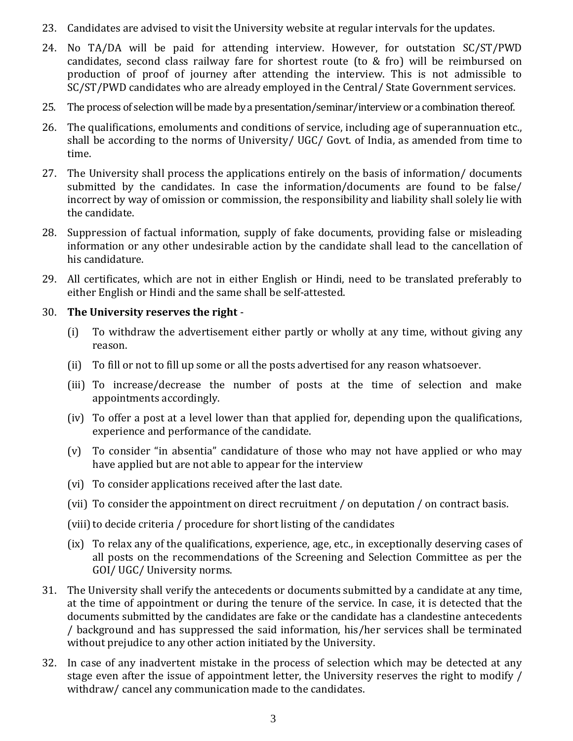23. Candidates are advised to visit the University website at regular intervals for the updates.

24. No TA/DA will be paid for attending interview. However, for outstation SC/ST/PWD candidates, second class railway fare for shortest route (to & fro) will be reimbursed on production of proof of journey after attending the interview. This is not admissible to SC/ST/PWD candidates who are already employed in the Central/ State Government services.

25. The process of selection will be made by a presentation/seminar/interview or a combination thereof.

26. The qualifications, emoluments and conditions of service, including age of superannuation etc., shall be according to the norms of University/ UGC/ Govt. of India, as amended from time to time.

27. The University shall process the applications entirely on the basis of information/ documents submitted by the candidates. In case the information/documents are found to be false/ incorrect by way of omission or commission, the responsibility and liability shall solely lie with the candidate.

28. Suppression of factual information, supply of fake documents, providing false or misleading information or any other undesirable action by the candidate shall lead to the cancellation of his candidature.

29. All certificates, which are not in either English or Hindi, need to be translated preferably to either English or Hindi and the same shall be self-attested.

30. **The University reserves the right** -

    (i) To withdraw the advertisement either partly or wholly at any time, without giving any reason.

    (ii) To fill or not to fill up some or all the posts advertised for any reason whatsoever.

    (iii) To increase/decrease the number of posts at the time of selection and make appointments accordingly.

    (iv) To offer a post at a level lower than that applied for, depending upon the qualifications, experience and performance of the candidate.

    (v) To consider "in absentia" candidature of those who may not have applied or who may have applied but are not able to appear for the interview

    (vi) To consider applications received after the last date.

    (vii) To consider the appointment on direct recruitment / on deputation / on contract basis.

    (viii) to decide criteria / procedure for short listing of the candidates

    (ix) To relax any of the qualifications, experience, age, etc., in exceptionally deserving cases of all posts on the recommendations of the Screening and Selection Committee as per the GOI/ UGC/ University norms.

31. The University shall verify the antecedents or documents submitted by a candidate at any time, at the time of appointment or during the tenure of the service. In case, it is detected that the documents submitted by the candidates are fake or the candidate has a clandestine antecedents / background and has suppressed the said information, his/her services shall be terminated without prejudice to any other action initiated by the University.

32. In case of any inadvertent mistake in the process of selection which may be detected at any stage even after the issue of appointment letter, the University reserves the right to modify / withdraw/ cancel any communication made to the candidates.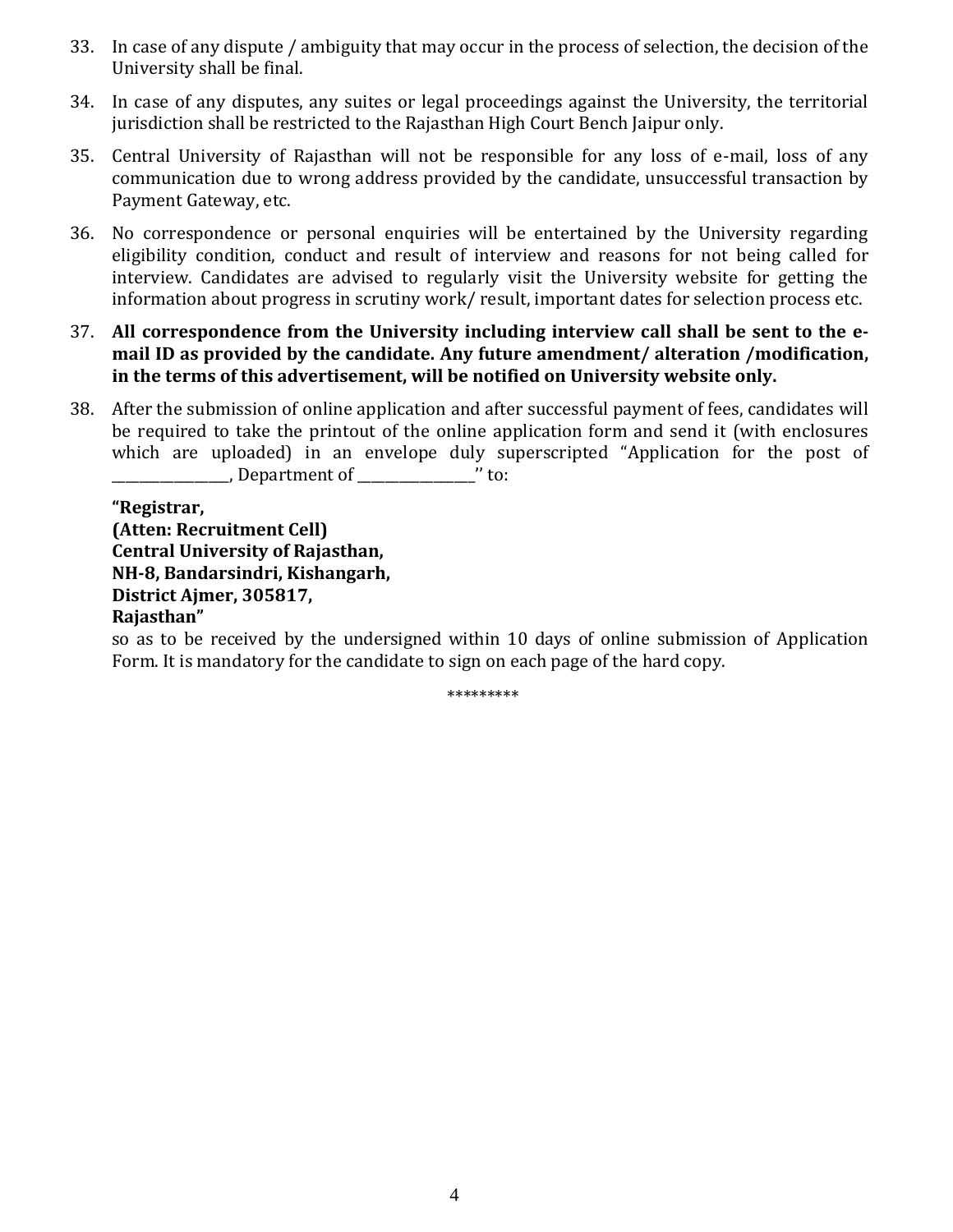33. In case of any dispute / ambiguity that may occur in the process of selection, the decision of the University shall be final.

34. In case of any disputes, any suites or legal proceedings against the University, the territorial jurisdiction shall be restricted to the Rajasthan High Court Bench Jaipur only.

35. Central University of Rajasthan will not be responsible for any loss of e-mail, loss of any communication due to wrong address provided by the candidate, unsuccessful transaction by Payment Gateway, etc.

36. No correspondence or personal enquiries will be entertained by the University regarding eligibility condition, conduct and result of interview and reasons for not being called for interview. Candidates are advised to regularly visit the University website for getting the information about progress in scrutiny work/ result, important dates for selection process etc.

37. **All correspondence from the University including interview call shall be sent to the e-mail ID as provided by the candidate. Any future amendment/ alteration /modification, in the terms of this advertisement, will be notified on University website only.**

38. After the submission of online application and after successful payment of fees, candidates will be required to take the printout of the online application form and send it (with enclosures which are uploaded) in an envelope duly superscripted "Application for the post of ________________, Department of ________________" to:

    **"Registrar,**
    **(Atten: Recruitment Cell)**
    **Central University of Rajasthan,**
    **NH-8, Bandarsindri, Kishangarh,**
    **District Ajmer, 305817,**
    **Rajasthan"**

    so as to be received by the undersigned within 10 days of online submission of Application Form. It is mandatory for the candidate to sign on each page of the hard copy.

*********